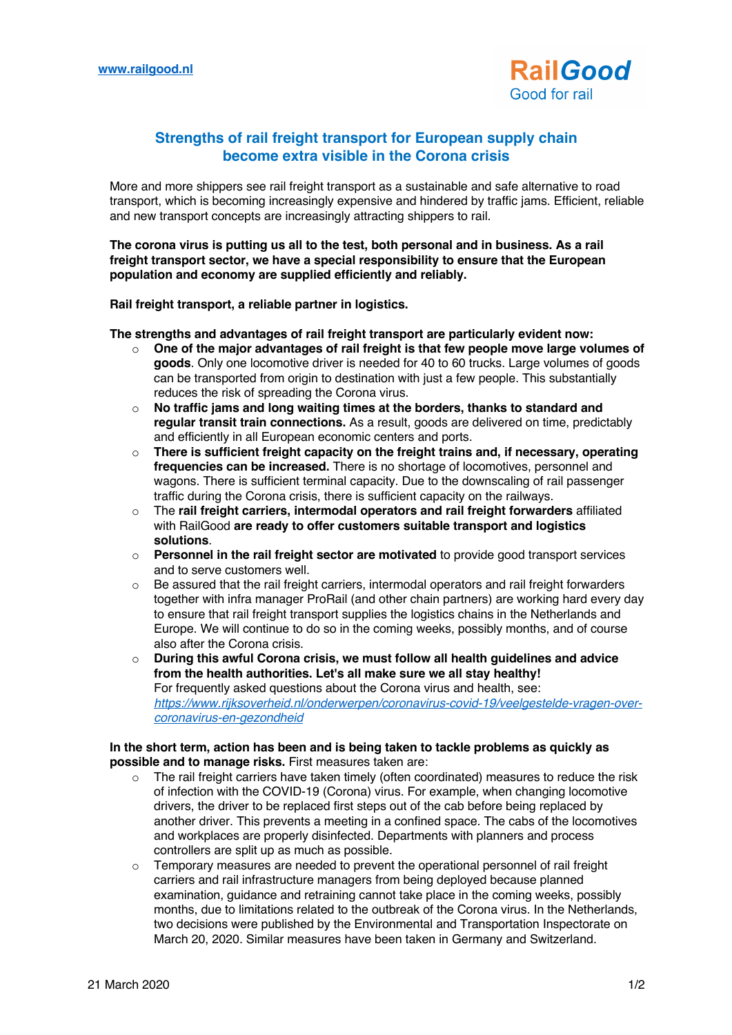www.railgood.nl

**RailGood**
Good for rail

# Strengths of rail freight transport for European supply chain become extra visible in the Corona crisis

More and more shippers see rail freight transport as a sustainable and safe alternative to road transport, which is becoming increasingly expensive and hindered by traffic jams. Efficient, reliable and new transport concepts are increasingly attracting shippers to rail.

**The corona virus is putting us all to the test, both personal and in business. As a rail freight transport sector, we have a special responsibility to ensure that the European population and economy are supplied efficiently and reliably.**

**Rail freight transport, a reliable partner in logistics.**

**The strengths and advantages of rail freight transport are particularly evident now:**

- **One of the major advantages of rail freight is that few people move large volumes of goods**. Only one locomotive driver is needed for 40 to 60 trucks. Large volumes of goods can be transported from origin to destination with just a few people. This substantially reduces the risk of spreading the Corona virus.
- **No traffic jams and long waiting times at the borders, thanks to standard and regular transit train connections.** As a result, goods are delivered on time, predictably and efficiently in all European economic centers and ports.
- **There is sufficient freight capacity on the freight trains and, if necessary, operating frequencies can be increased.** There is no shortage of locomotives, personnel and wagons. There is sufficient terminal capacity. Due to the downscaling of rail passenger traffic during the Corona crisis, there is sufficient capacity on the railways.
- The **rail freight carriers, intermodal operators and rail freight forwarders** affiliated with RailGood **are ready to offer customers suitable transport and logistics solutions**.
- **Personnel in the rail freight sector are motivated** to provide good transport services and to serve customers well.
- Be assured that the rail freight carriers, intermodal operators and rail freight forwarders together with infra manager ProRail (and other chain partners) are working hard every day to ensure that rail freight transport supplies the logistics chains in the Netherlands and Europe. We will continue to do so in the coming weeks, possibly months, and of course also after the Corona crisis.
- **During this awful Corona crisis, we must follow all health guidelines and advice from the health authorities. Let's all make sure we all stay healthy!**
  For frequently asked questions about the Corona virus and health, see: *https://www.rijksoverheid.nl/onderwerpen/coronavirus-covid-19/veelgestelde-vragen-over-coronavirus-en-gezondheid*

**In the short term, action has been and is being taken to tackle problems as quickly as possible and to manage risks.** First measures taken are:

- The rail freight carriers have taken timely (often coordinated) measures to reduce the risk of infection with the COVID-19 (Corona) virus. For example, when changing locomotive drivers, the driver to be replaced first steps out of the cab before being replaced by another driver. This prevents a meeting in a confined space. The cabs of the locomotives and workplaces are properly disinfected. Departments with planners and process controllers are split up as much as possible.
- Temporary measures are needed to prevent the operational personnel of rail freight carriers and rail infrastructure managers from being deployed because planned examination, guidance and retraining cannot take place in the coming weeks, possibly months, due to limitations related to the outbreak of the Corona virus. In the Netherlands, two decisions were published by the Environmental and Transportation Inspectorate on March 20, 2020. Similar measures have been taken in Germany and Switzerland.

21 March 2020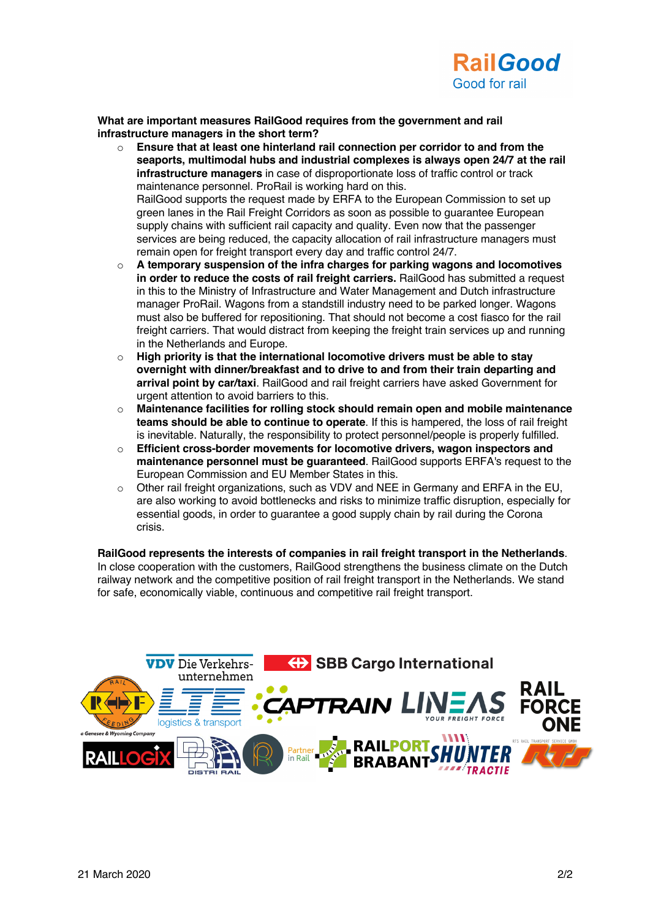**What are important measures RailGood requires from the government and rail infrastructure managers in the short term?**

- **Ensure that at least one hinterland rail connection per corridor to and from the seaports, multimodal hubs and industrial complexes is always open 24/7 at the rail infrastructure managers** in case of disproportionate loss of traffic control or track maintenance personnel. ProRail is working hard on this.
  RailGood supports the request made by ERFA to the European Commission to set up green lanes in the Rail Freight Corridors as soon as possible to guarantee European supply chains with sufficient rail capacity and quality. Even now that the passenger services are being reduced, the capacity allocation of rail infrastructure managers must remain open for freight transport every day and traffic control 24/7.
- **A temporary suspension of the infra charges for parking wagons and locomotives in order to reduce the costs of rail freight carriers.** RailGood has submitted a request in this to the Ministry of Infrastructure and Water Management and Dutch infrastructure manager ProRail. Wagons from a standstill industry need to be parked longer. Wagons must also be buffered for repositioning. That should not become a cost fiasco for the rail freight carriers. That would distract from keeping the freight train services up and running in the Netherlands and Europe.
- **High priority is that the international locomotive drivers must be able to stay overnight with dinner/breakfast and to drive to and from their train departing and arrival point by car/taxi**. RailGood and rail freight carriers have asked Government for urgent attention to avoid barriers to this.
- **Maintenance facilities for rolling stock should remain open and mobile maintenance teams should be able to continue to operate**. If this is hampered, the loss of rail freight is inevitable. Naturally, the responsibility to protect personnel/people is properly fulfilled.
- **Efficient cross-border movements for locomotive drivers, wagon inspectors and maintenance personnel must be guaranteed**. RailGood supports ERFA's request to the European Commission and EU Member States in this.
- Other rail freight organizations, such as VDV and NEE in Germany and ERFA in the EU, are also working to avoid bottlenecks and risks to minimize traffic disruption, especially for essential goods, in order to guarantee a good supply chain by rail during the Corona crisis.

**RailGood represents the interests of companies in rail freight transport in the Netherlands**. In close cooperation with the customers, RailGood strengthens the business climate on the Dutch railway network and the competitive position of rail freight transport in the Netherlands. We stand for safe, economically viable, continuous and competitive rail freight transport.

21 March 2020